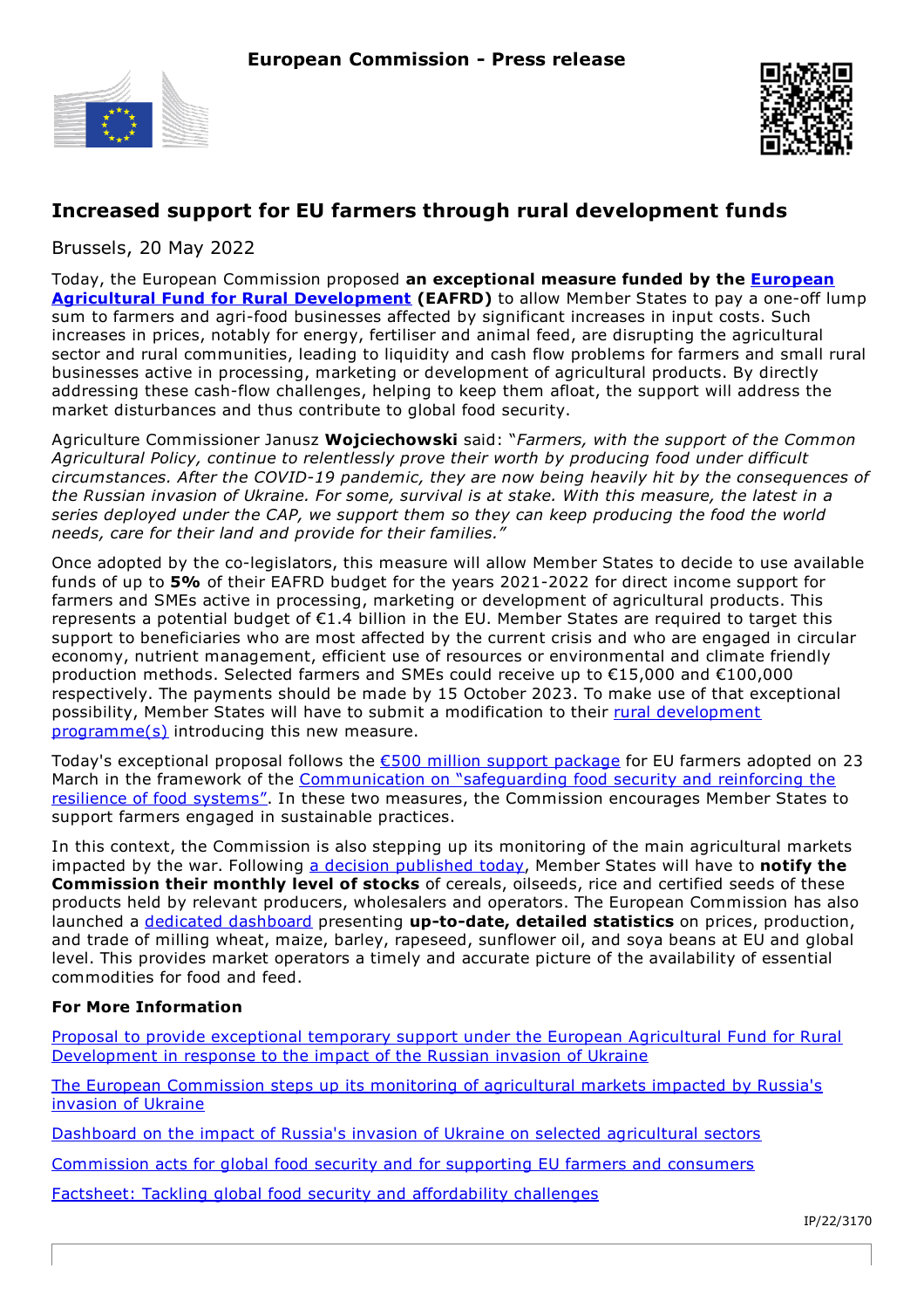**European Commission - Press release**

# Increased support for EU farmers through rural development funds

Brussels, 20 May 2022

Today, the European Commission proposed **an exceptional measure funded by the European Agricultural Fund for Rural Development (EAFRD)** to allow Member States to pay a one-off lump sum to farmers and agri-food businesses affected by significant increases in input costs. Such increases in prices, notably for energy, fertiliser and animal feed, are disrupting the agricultural sector and rural communities, leading to liquidity and cash flow problems for farmers and small rural businesses active in processing, marketing or development of agricultural products. By directly addressing these cash-flow challenges, helping to keep them afloat, the support will address the market disturbances and thus contribute to global food security.

Agriculture Commissioner Janusz **Wojciechowski** said: "*Farmers, with the support of the Common Agricultural Policy, continue to relentlessly prove their worth by producing food under difficult circumstances. After the COVID-19 pandemic, they are now being heavily hit by the consequences of the Russian invasion of Ukraine. For some, survival is at stake. With this measure, the latest in a series deployed under the CAP, we support them so they can keep producing the food the world needs, care for their land and provide for their families.*"

Once adopted by the co-legislators, this measure will allow Member States to decide to use available funds of up to **5%** of their EAFRD budget for the years 2021-2022 for direct income support for farmers and SMEs active in processing, marketing or development of agricultural products. This represents a potential budget of €1.4 billion in the EU. Member States are required to target this support to beneficiaries who are most affected by the current crisis and who are engaged in circular economy, nutrient management, efficient use of resources or environmental and climate friendly production methods. Selected farmers and SMEs could receive up to €15,000 and €100,000 respectively. The payments should be made by 15 October 2023. To make use of that exceptional possibility, Member States will have to submit a modification to their rural development programme(s) introducing this new measure.

Today's exceptional proposal follows the €500 million support package for EU farmers adopted on 23 March in the framework of the Communication on "safeguarding food security and reinforcing the resilience of food systems". In these two measures, the Commission encourages Member States to support farmers engaged in sustainable practices.

In this context, the Commission is also stepping up its monitoring of the main agricultural markets impacted by the war. Following a decision published today, Member States will have to **notify the Commission their monthly level of stocks** of cereals, oilseeds, rice and certified seeds of these products held by relevant producers, wholesalers and operators. The European Commission has also launched a dedicated dashboard presenting **up-to-date, detailed statistics** on prices, production, and trade of milling wheat, maize, barley, rapeseed, sunflower oil, and soya beans at EU and global level. This provides market operators a timely and accurate picture of the availability of essential commodities for food and feed.

### For More Information

Proposal to provide exceptional temporary support under the European Agricultural Fund for Rural Development in response to the impact of the Russian invasion of Ukraine

The European Commission steps up its monitoring of agricultural markets impacted by Russia's invasion of Ukraine

Dashboard on the impact of Russia's invasion of Ukraine on selected agricultural sectors

Commission acts for global food security and for supporting EU farmers and consumers

Factsheet: Tackling global food security and affordability challenges

IP/22/3170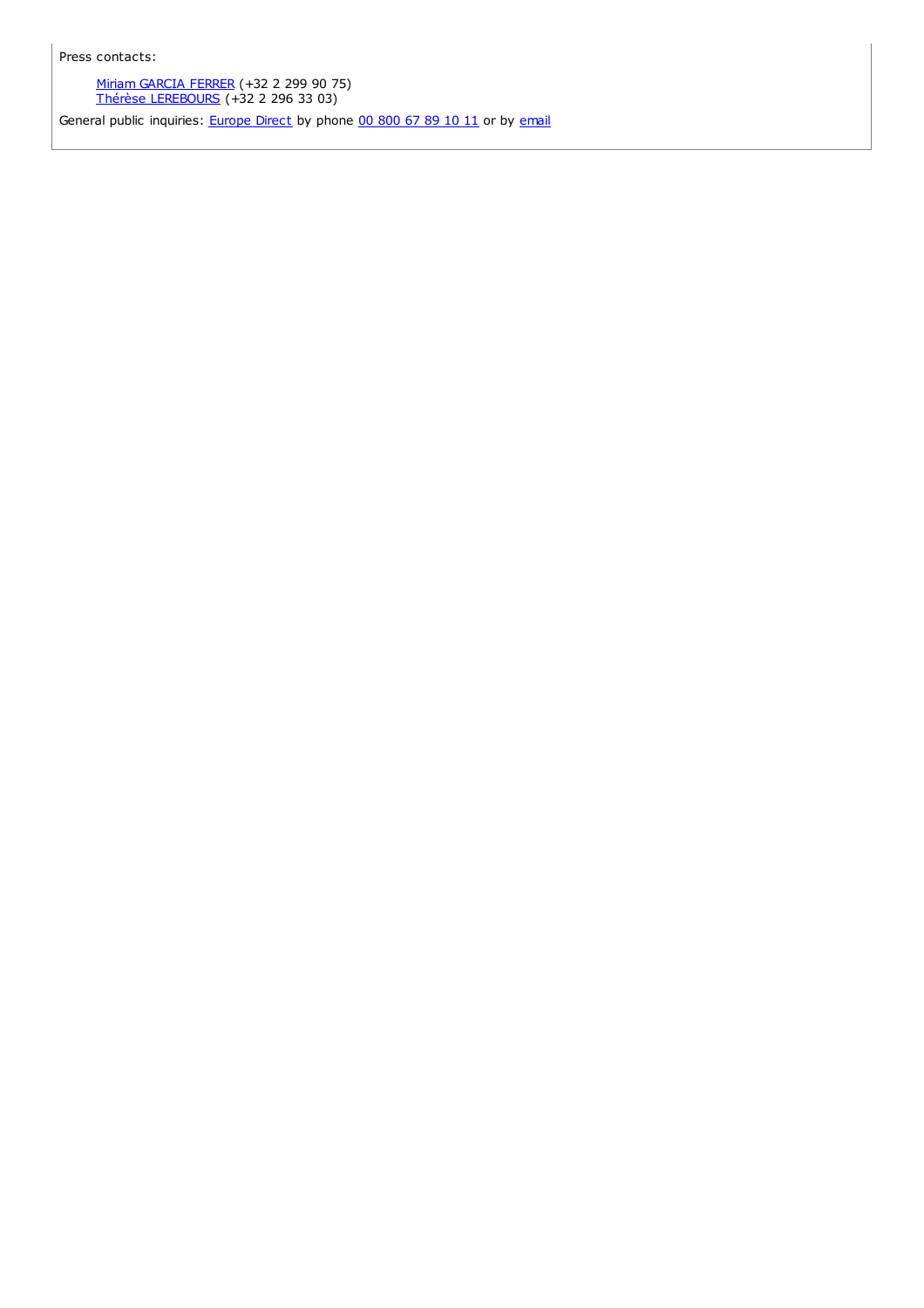Press contacts:

- Miriam GARCIA FERRER (+32 2 299 90 75)
- Thérèse LEREBOURS (+32 2 296 33 03)

General public inquiries: Europe Direct by phone 00 800 67 89 10 11 or by email